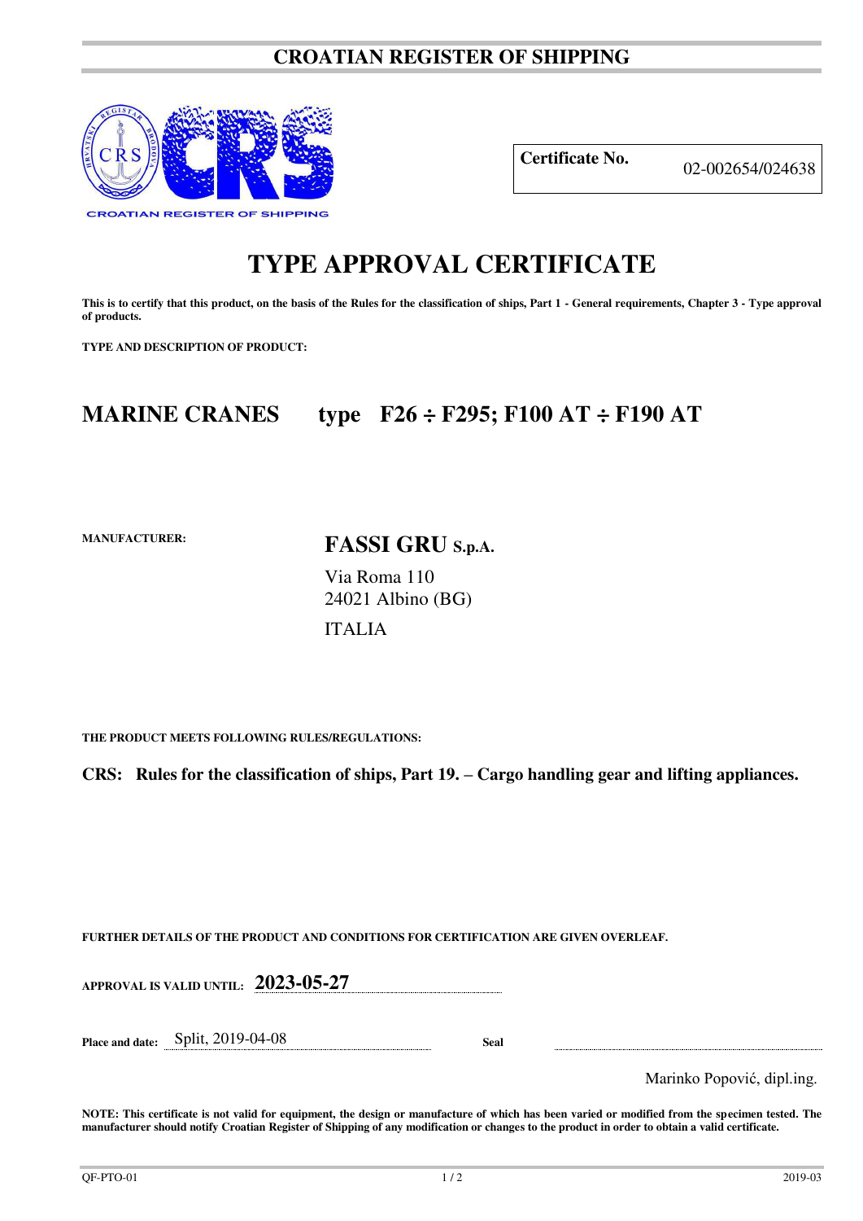# CROATIAN REGISTER OF SHIPPING

CROATIAN REGISTER OF SHIPPING

| **Certificate No.** | 02-002654/024638 |
|---|---|

# TYPE APPROVAL CERTIFICATE

**This is to certify that this product, on the basis of the Rules for the classification of ships, Part 1 - General requirements, Chapter 3 - Type approval of products.**

**TYPE AND DESCRIPTION OF PRODUCT:**

## MARINE CRANES type F26 ÷ F295; F100 AT ÷ F190 AT

**MANUFACTURER:**

**FASSI GRU S.p.A.**
Via Roma 110
24021 Albino (BG)
ITALIA

**THE PRODUCT MEETS FOLLOWING RULES/REGULATIONS:**

**CRS: Rules for the classification of ships, Part 19. – Cargo handling gear and lifting appliances.**

**FURTHER DETAILS OF THE PRODUCT AND CONDITIONS FOR CERTIFICATION ARE GIVEN OVERLEAF.**

**APPROVAL IS VALID UNTIL:** **2023-05-27**

**Place and date:** Split, 2019-04-08 **Seal**

Marinko Popović, dipl.ing.

**NOTE: This certificate is not valid for equipment, the design or manufacture of which has been varied or modified from the specimen tested. The manufacturer should notify Croatian Register of Shipping of any modification or changes to the product in order to obtain a valid certificate.**

QF-PTO-01 2019-03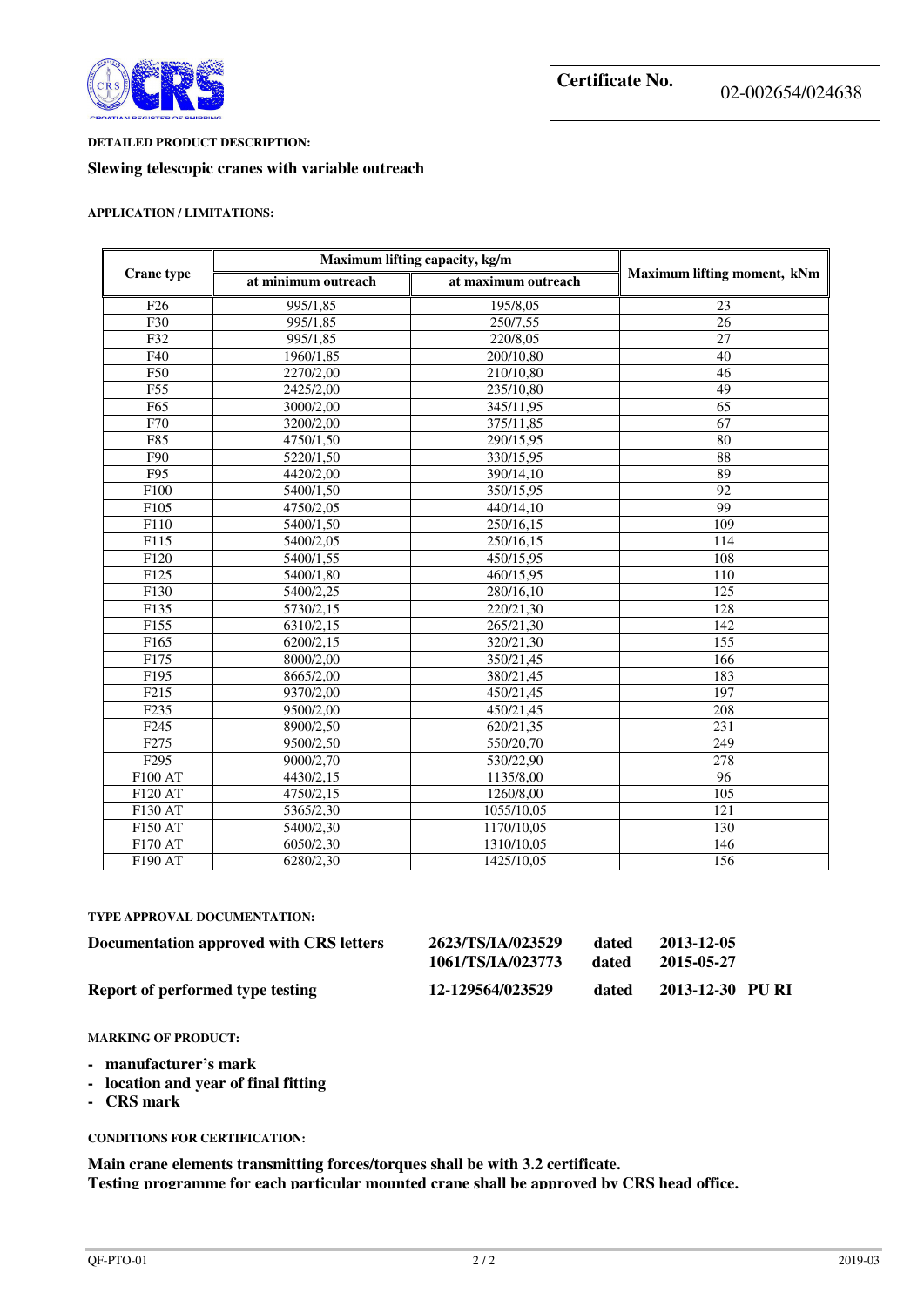**Certificate No.** 02-002654/024638

**DETAILED PRODUCT DESCRIPTION:**

**Slewing telescopic cranes with variable outreach**

**APPLICATION / LIMITATIONS:**

| Crane type | Maximum lifting capacity, kg/m | | Maximum lifting moment, kNm |
|---|---|---|---|
| | at minimum outreach | at maximum outreach | |
| F26 | 995/1,85 | 195/8,05 | 23 |
| F30 | 995/1,85 | 250/7,55 | 26 |
| F32 | 995/1,85 | 220/8,05 | 27 |
| F40 | 1960/1,85 | 200/10,80 | 40 |
| F50 | 2270/2,00 | 210/10,80 | 46 |
| F55 | 2425/2,00 | 235/10,80 | 49 |
| F65 | 3000/2,00 | 345/11,95 | 65 |
| F70 | 3200/2,00 | 375/11,85 | 67 |
| F85 | 4750/1,50 | 290/15,95 | 80 |
| F90 | 5220/1,50 | 330/15,95 | 88 |
| F95 | 4420/2,00 | 390/14,10 | 89 |
| F100 | 5400/1,50 | 350/15,95 | 92 |
| F105 | 4750/2,05 | 440/14,10 | 99 |
| F110 | 5400/1,50 | 250/16,15 | 109 |
| F115 | 5400/2,05 | 250/16,15 | 114 |
| F120 | 5400/1,55 | 450/15,95 | 108 |
| F125 | 5400/1,80 | 460/15,95 | 110 |
| F130 | 5400/2,25 | 280/16,10 | 125 |
| F135 | 5730/2,15 | 220/21,30 | 128 |
| F155 | 6310/2,15 | 265/21,30 | 142 |
| F165 | 6200/2,15 | 320/21,30 | 155 |
| F175 | 8000/2,00 | 350/21,45 | 166 |
| F195 | 8665/2,00 | 380/21,45 | 183 |
| F215 | 9370/2,00 | 450/21,45 | 197 |
| F235 | 9500/2,00 | 450/21,45 | 208 |
| F245 | 8900/2,50 | 620/21,35 | 231 |
| F275 | 9500/2,50 | 550/20,70 | 249 |
| F295 | 9000/2,70 | 530/22,90 | 278 |
| F100 AT | 4430/2,15 | 1135/8,00 | 96 |
| F120 AT | 4750/2,15 | 1260/8,00 | 105 |
| F130 AT | 5365/2,30 | 1055/10,05 | 121 |
| F150 AT | 5400/2,30 | 1170/10,05 | 130 |
| F170 AT | 6050/2,30 | 1310/10,05 | 146 |
| F190 AT | 6280/2,30 | 1425/10,05 | 156 |

**TYPE APPROVAL DOCUMENTATION:**

**Documentation approved with CRS letters** — **2623/TS/IA/023529 dated 2013-12-05**; **1061/TS/IA/023773 dated 2015-05-27**

**Report of performed type testing** — **12-129564/023529 dated 2013-12-30 PU RI**

**MARKING OF PRODUCT:**

- **manufacturer's mark**
- **location and year of final fitting**
- **CRS mark**

**CONDITIONS FOR CERTIFICATION:**

**Main crane elements transmitting forces/torques shall be with 3.2 certificate.**
**Testing programme for each particular mounted crane shall be approved by CRS head office.**

QF-PTO-01 2019-03